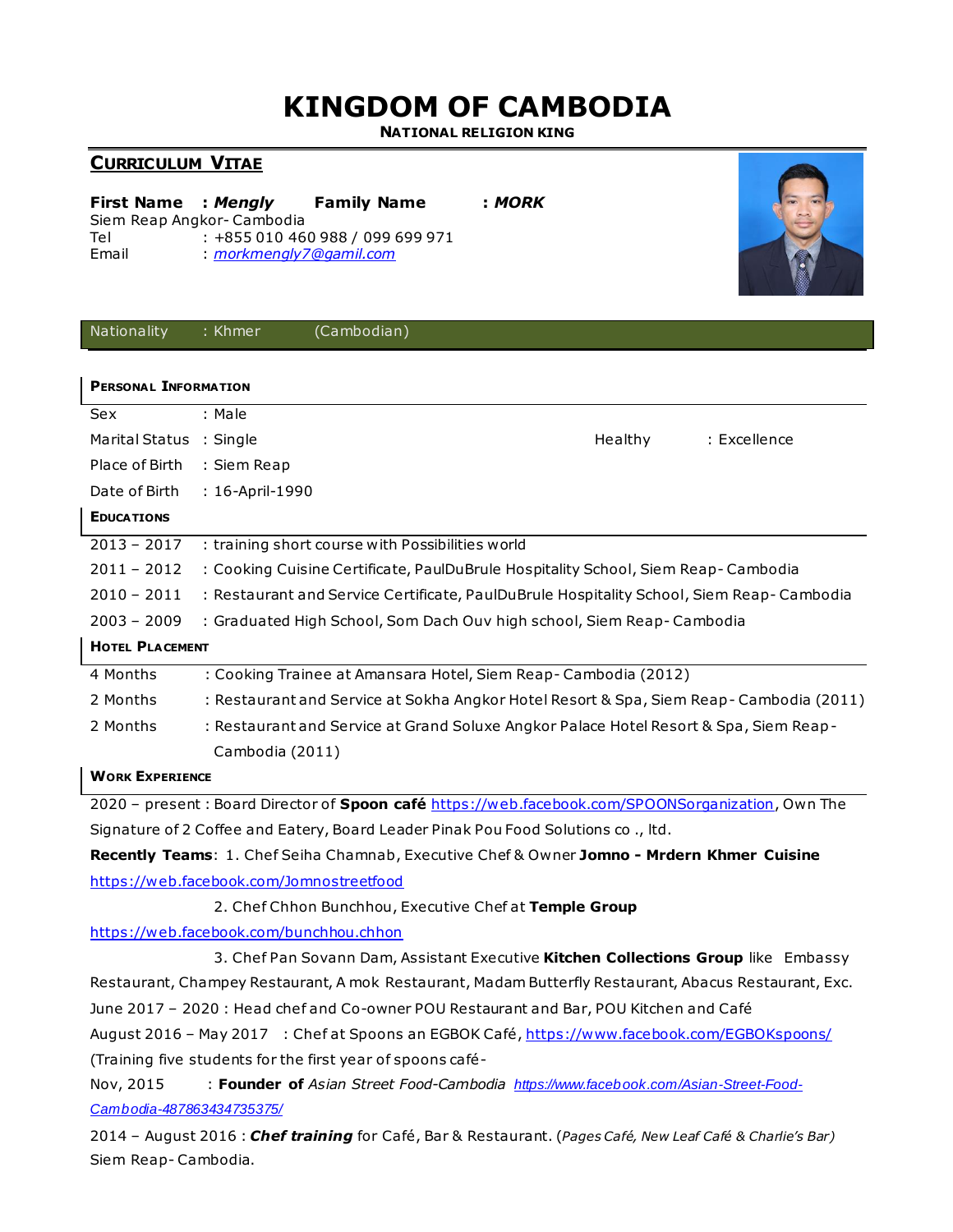# KINGDOM OF CAMBODIA

**NATIONAL RELIGION KING**

## CURRICULUM VITAE

**First Name** : ***Mengly*** **Family Name** : ***MORK***

Siem Reap Angkor- Cambodia

Tel : +855 010 460 988 / 099 699 971

Email : *morkmengly7@gamil.com*

Nationality : Khmer (Cambodian)

### PERSONAL INFORMATION

| | | | |
|---|---|---|---|
| Sex | : Male | | |
| Marital Status | : Single | Healthy | : Excellence |
| Place of Birth | : Siem Reap | | |
| Date of Birth | : 16-April-1990 | | |

### EDUCATIONS

| | |
|---|---|
| 2013 – 2017 | : training short course with Possibilities world |
| 2011 – 2012 | : Cooking Cuisine Certificate, PaulDuBrule Hospitality School, Siem Reap- Cambodia |
| 2010 – 2011 | : Restaurant and Service Certificate, PaulDuBrule Hospitality School, Siem Reap- Cambodia |
| 2003 – 2009 | : Graduated High School, Som Dach Ouv high school, Siem Reap- Cambodia |

### HOTEL PLACEMENT

| | |
|---|---|
| 4 Months | : Cooking Trainee at Amansara Hotel, Siem Reap- Cambodia (2012) |
| 2 Months | : Restaurant and Service at Sokha Angkor Hotel Resort & Spa, Siem Reap- Cambodia (2011) |
| 2 Months | : Restaurant and Service at Grand Soluxe Angkor Palace Hotel Resort & Spa, Siem Reap- Cambodia (2011) |

### WORK EXPERIENCE

2020 – present : Board Director of **Spoon café** https://web.facebook.com/SPOONSorganization, Own The Signature of 2 Coffee and Eatery, Board Leader Pinak Pou Food Solutions co ., ltd.

**Recently Teams**: 1. Chef Seiha Chamnab, Executive Chef & Owner **Jomno - Mrdern Khmer Cuisine** https://web.facebook.com/Jomnostreetfood

2. Chef Chhon Bunchhou, Executive Chef at **Temple Group** https://web.facebook.com/bunchhou.chhon

3. Chef Pan Sovann Dam, Assistant Executive **Kitchen Collections Group** like Embassy Restaurant, Champey Restaurant, A mok Restaurant, Madam Butterfly Restaurant, Abacus Restaurant, Exc.

June 2017 – 2020 : Head chef and Co-owner POU Restaurant and Bar, POU Kitchen and Café

August 2016 – May 2017 : Chef at Spoons an EGBOK Café, https://www.facebook.com/EGBOKspoons/ (Training five students for the first year of spoons café-

Nov, 2015 : **Founder of** *Asian Street Food-Cambodia* *https://www.facebook.com/Asian-Street-Food-Cambodia-487863434735375/*

2014 – August 2016 : ***Chef training*** for Café, Bar & Restaurant. (*Pages Café, New Leaf Café & Charlie's Bar)* Siem Reap- Cambodia.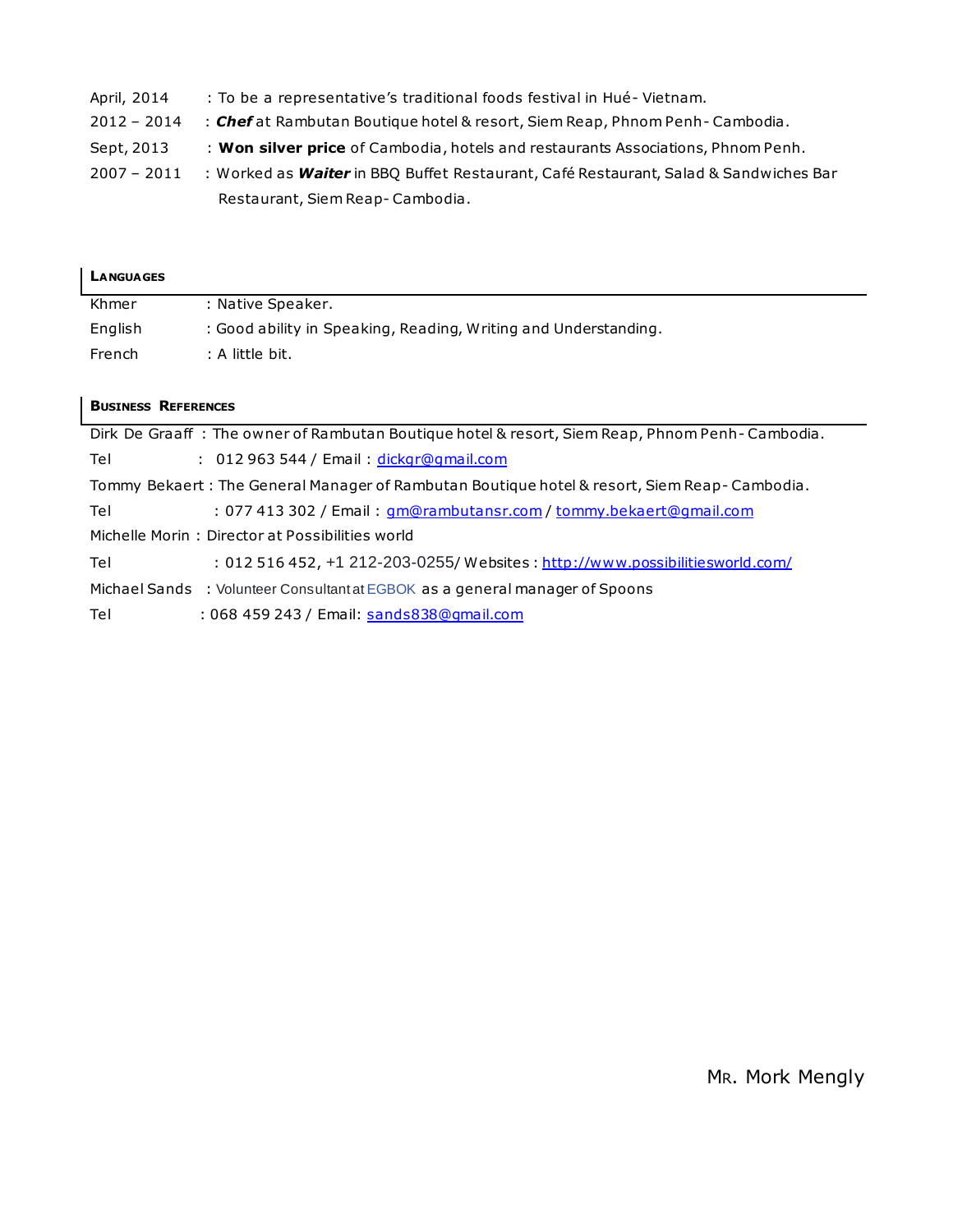April, 2014 : To be a representative's traditional foods festival in Hué- Vietnam.

2012 – 2014 : ***Chef*** at Rambutan Boutique hotel & resort, Siem Reap, Phnom Penh- Cambodia.

Sept, 2013 : **Won silver price** of Cambodia, hotels and restaurants Associations, Phnom Penh.

2007 – 2011 : Worked as ***Waiter*** in BBQ Buffet Restaurant, Café Restaurant, Salad & Sandwiches Bar Restaurant, Siem Reap- Cambodia.

## Languages

Khmer : Native Speaker.

English : Good ability in Speaking, Reading, Writing and Understanding.

French : A little bit.

## Business References

Dirk De Graaff : The owner of Rambutan Boutique hotel & resort, Siem Reap, Phnom Penh- Cambodia.

Tel : 012 963 544 / Email : dickgr@gmail.com

Tommy Bekaert : The General Manager of Rambutan Boutique hotel & resort, Siem Reap- Cambodia.

Tel : 077 413 302 / Email : gm@rambutansr.com / tommy.bekaert@gmail.com

Michelle Morin : Director at Possibilities world

Tel : 012 516 452, +1 212-203-0255/ Websites : http://www.possibilitiesworld.com/

Michael Sands : Volunteer Consultant at EGBOK as a general manager of Spoons

Tel : 068 459 243 / Email: sands838@gmail.com

Mr. Mork Mengly